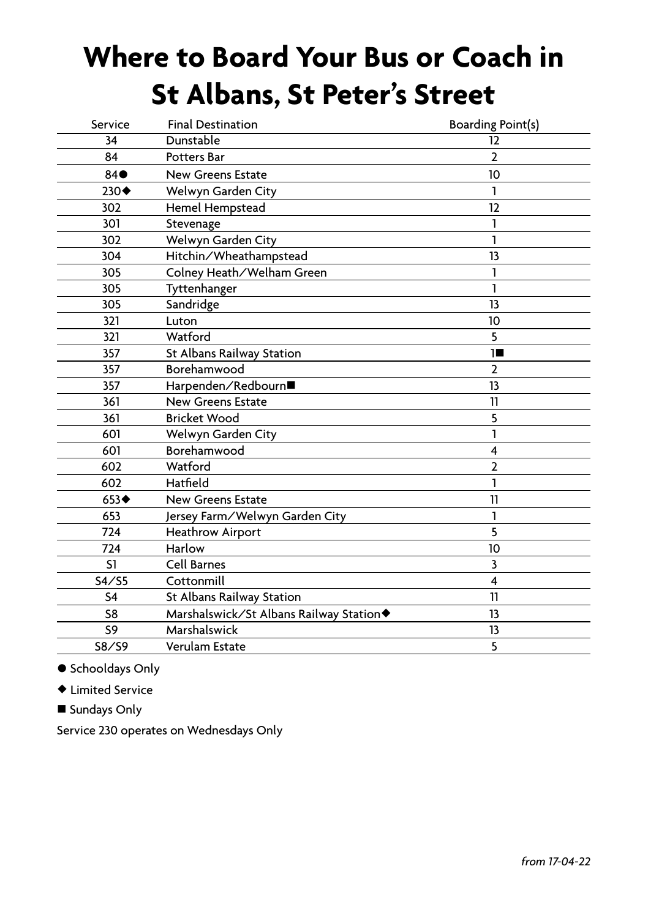# Where to Board Your Bus or Coach in St Albans, St Peter's Street

| Service | Final Destination | Boarding Point(s) |
|---|---|---|
| 34 | Dunstable | 12 |
| 84 | Potters Bar | 2 |
| 84● | New Greens Estate | 10 |
| 230◆ | Welwyn Garden City | 1 |
| 302 | Hemel Hempstead | 12 |
| 301 | Stevenage | 1 |
| 302 | Welwyn Garden City | 1 |
| 304 | Hitchin/Wheathampstead | 13 |
| 305 | Colney Heath/Welham Green | 1 |
| 305 | Tyttenhanger | 1 |
| 305 | Sandridge | 13 |
| 321 | Luton | 10 |
| 321 | Watford | 5 |
| 357 | St Albans Railway Station | 1■ |
| 357 | Borehamwood | 2 |
| 357 | Harpenden/Redbourn■ | 13 |
| 361 | New Greens Estate | 11 |
| 361 | Bricket Wood | 5 |
| 601 | Welwyn Garden City | 1 |
| 601 | Borehamwood | 4 |
| 602 | Watford | 2 |
| 602 | Hatfield | 1 |
| 653◆ | New Greens Estate | 11 |
| 653 | Jersey Farm/Welwyn Garden City | 1 |
| 724 | Heathrow Airport | 5 |
| 724 | Harlow | 10 |
| S1 | Cell Barnes | 3 |
| S4/S5 | Cottonmill | 4 |
| S4 | St Albans Railway Station | 11 |
| S8 | Marshalswick/St Albans Railway Station◆ | 13 |
| S9 | Marshalswick | 13 |
| S8/S9 | Verulam Estate | 5 |

● Schooldays Only

◆ Limited Service

■ Sundays Only

Service 230 operates on Wednesdays Only

*from 17-04-22*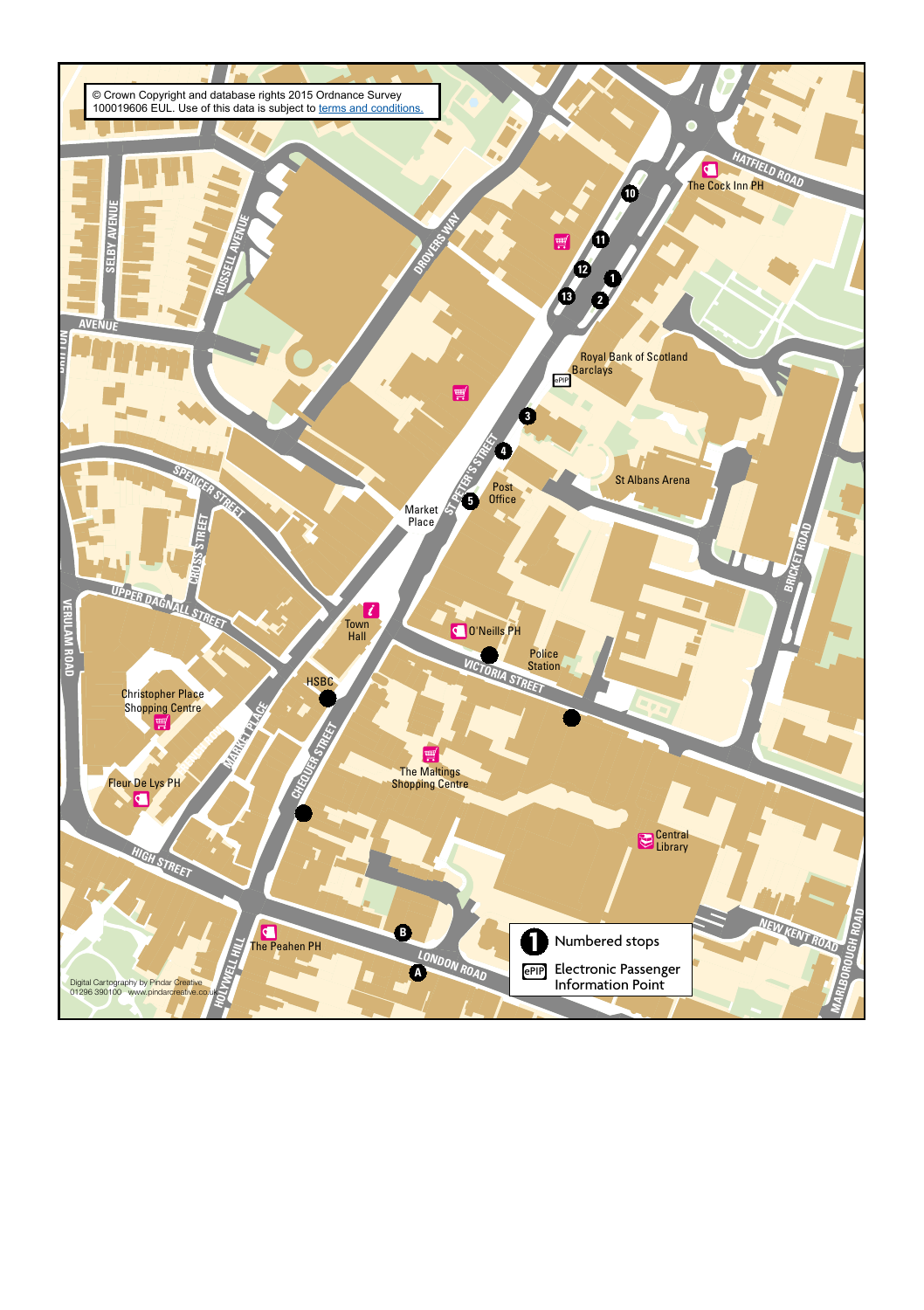© Crown Copyright and database rights 2015 Ordnance Survey 100019606 EUL. Use of this data is subject to terms and conditions.

SELBY AVENUE

RUSSELL AVENUE

AVENUE

DROVERS WAY

HATFIELD ROAD

The Cock Inn PH

10

11

12

1

13

2

Royal Bank of Scotland

Barclays

ePIP

3

4

ST PETER'S STREET

St Albans Arena

SPENCER STREET

Post Office

5

Market Place

CROSS STREET

UPPER DAGNALL STREET

Town Hall

O'Neills PH

BRICKET ROAD

VERULAM ROAD

HSBC

Police Station

VICTORIA STREET

Christopher Place Shopping Centre

MARKET PLACE

CHEQUER STREET

The Maltings Shopping Centre

Fleur De Lys PH

Central Library

HIGH STREET

B

The Peahen PH

LONDON ROAD

A

NEW KENT ROAD

MARLBOROUGH ROAD

HOLYWELL HILL

Numbered stops

ePIP Electronic Passenger Information Point

Digital Cartography by Pindar Creative 01296 390100 www.pindarcreative.co.uk